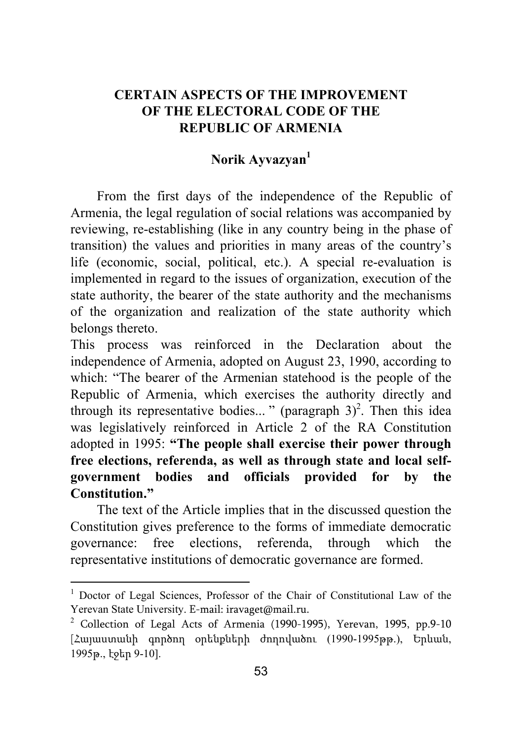# CERTAIN ASPECTS OF THE IMPROVEMENT OF THE ELECTORAL CODE OF THE REPUBLIC OF ARMENIA

**Norik Ayvazyan**[1]

From the first days of the independence of the Republic of Armenia, the legal regulation of social relations was accompanied by reviewing, re-establishing (like in any country being in the phase of transition) the values and priorities in many areas of the country's life (economic, social, political, etc.). A special re-evaluation is implemented in regard to the issues of organization, execution of the state authority, the bearer of the state authority and the mechanisms of the organization and realization of the state authority which belongs thereto.

This process was reinforced in the Declaration about the independence of Armenia, adopted on August 23, 1990, according to which: "The bearer of the Armenian statehood is the people of the Republic of Armenia, which exercises the authority directly and through its representative bodies... " (paragraph 3)[2]. Then this idea was legislatively reinforced in Article 2 of the RA Constitution adopted in 1995: **"The people shall exercise their power through free elections, referenda, as well as through state and local self-government bodies and officials provided for by the Constitution."**

The text of the Article implies that in the discussed question the Constitution gives preference to the forms of immediate democratic governance: free elections, referenda, through which the representative institutions of democratic governance are formed.

---

[1] Doctor of Legal Sciences, Professor of the Chair of Constitutional Law of the Yerevan State University. E-mail: iravaget@mail.ru.

[2] Collection of Legal Acts of Armenia (1990-1995), Yerevan, 1995, pp.9-10 [Հայաստանի գործող օրենքների ժողովածու (1990-1995թթ.), Երևան, 1995թ., էջեր 9-10].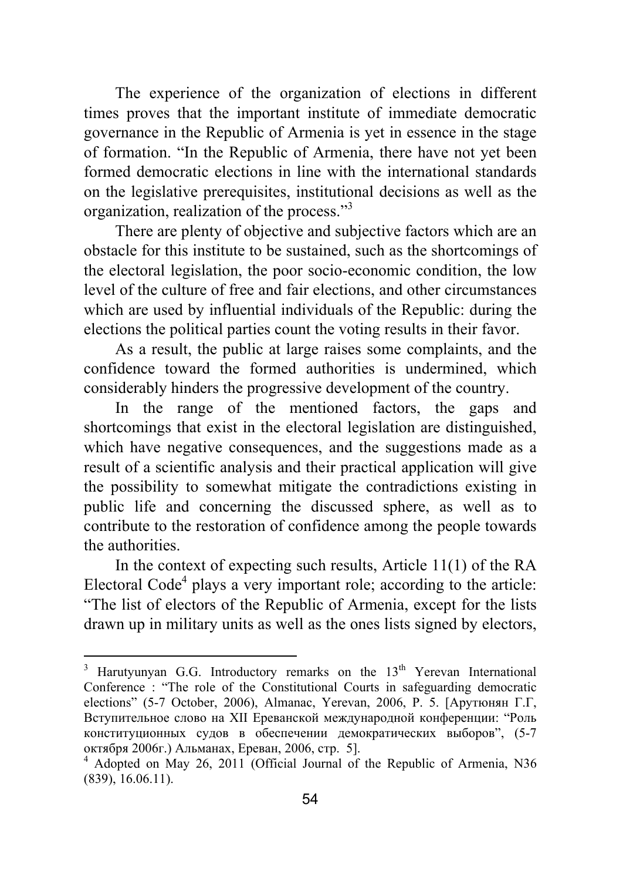The experience of the organization of elections in different times proves that the important institute of immediate democratic governance in the Republic of Armenia is yet in essence in the stage of formation. "In the Republic of Armenia, there have not yet been formed democratic elections in line with the international standards on the legislative prerequisites, institutional decisions as well as the organization, realization of the process."[3]

There are plenty of objective and subjective factors which are an obstacle for this institute to be sustained, such as the shortcomings of the electoral legislation, the poor socio-economic condition, the low level of the culture of free and fair elections, and other circumstances which are used by influential individuals of the Republic: during the elections the political parties count the voting results in their favor.

As a result, the public at large raises some complaints, and the confidence toward the formed authorities is undermined, which considerably hinders the progressive development of the country.

In the range of the mentioned factors, the gaps and shortcomings that exist in the electoral legislation are distinguished, which have negative consequences, and the suggestions made as a result of a scientific analysis and their practical application will give the possibility to somewhat mitigate the contradictions existing in public life and concerning the discussed sphere, as well as to contribute to the restoration of confidence among the people towards the authorities.

In the context of expecting such results, Article 11(1) of the RA Electoral Code[4] plays a very important role; according to the article: "The list of electors of the Republic of Armenia, except for the lists drawn up in military units as well as the ones lists signed by electors,

---

[3] Harutyunyan G.G. Introductory remarks on the 13th Yerevan International Conference : "The role of the Constitutional Courts in safeguarding democratic elections" (5-7 October, 2006), Almanac, Yerevan, 2006, P. 5. [Арутюнян Г.Г, Вступительное слово на XII Ереванской международной конференции: "Роль конституционных судов в обеспечении демократических выборов", (5-7 октября 2006г.) Альманах, Ереван, 2006, стр. 5].

[4] Adopted on May 26, 2011 (Official Journal of the Republic of Armenia, N36 (839), 16.06.11).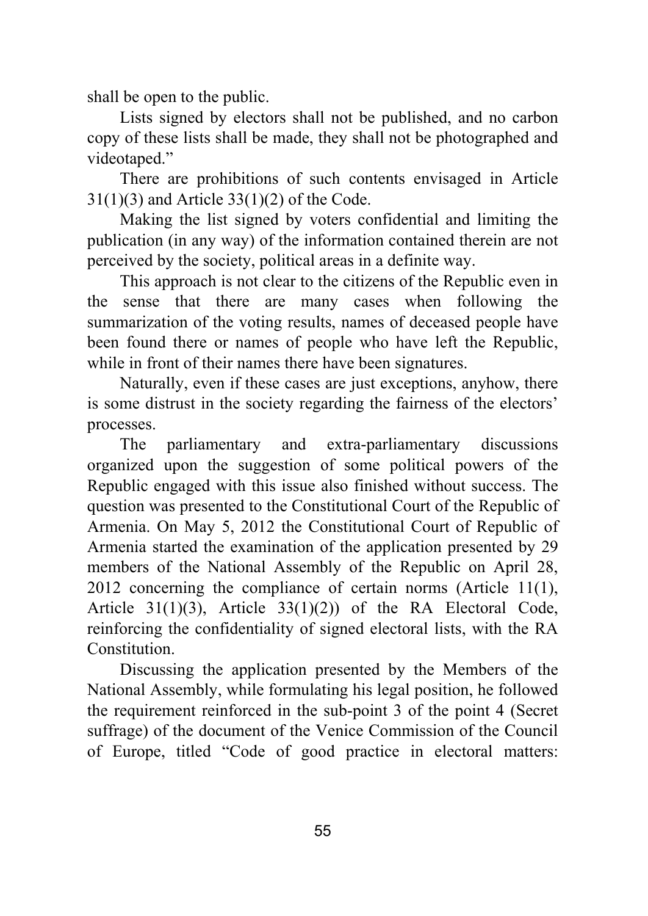shall be open to the public.

Lists signed by electors shall not be published, and no carbon copy of these lists shall be made, they shall not be photographed and videotaped."

There are prohibitions of such contents envisaged in Article 31(1)(3) and Article 33(1)(2) of the Code.

Making the list signed by voters confidential and limiting the publication (in any way) of the information contained therein are not perceived by the society, political areas in a definite way.

This approach is not clear to the citizens of the Republic even in the sense that there are many cases when following the summarization of the voting results, names of deceased people have been found there or names of people who have left the Republic, while in front of their names there have been signatures.

Naturally, even if these cases are just exceptions, anyhow, there is some distrust in the society regarding the fairness of the electors' processes.

The parliamentary and extra-parliamentary discussions organized upon the suggestion of some political powers of the Republic engaged with this issue also finished without success. The question was presented to the Constitutional Court of the Republic of Armenia. On May 5, 2012 the Constitutional Court of Republic of Armenia started the examination of the application presented by 29 members of the National Assembly of the Republic on April 28, 2012 concerning the compliance of certain norms (Article 11(1), Article 31(1)(3), Article 33(1)(2)) of the RA Electoral Code, reinforcing the confidentiality of signed electoral lists, with the RA Constitution.

Discussing the application presented by the Members of the National Assembly, while formulating his legal position, he followed the requirement reinforced in the sub-point 3 of the point 4 (Secret suffrage) of the document of the Venice Commission of the Council of Europe, titled "Code of good practice in electoral matters: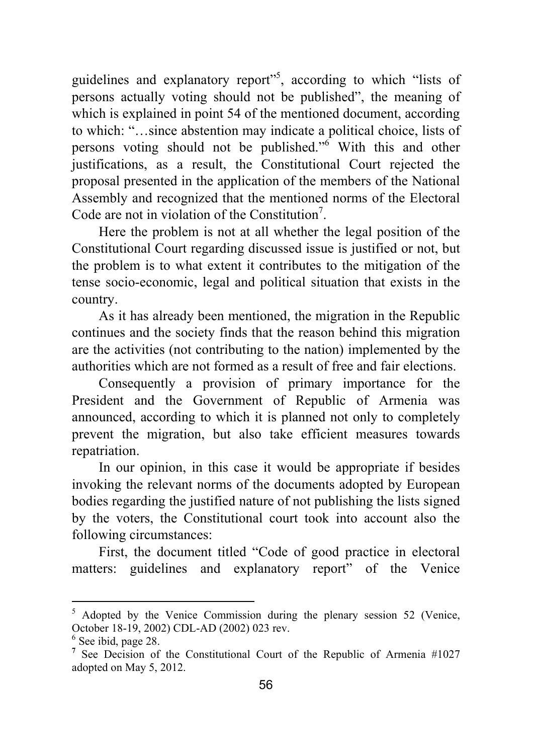guidelines and explanatory report"[5], according to which "lists of persons actually voting should not be published", the meaning of which is explained in point 54 of the mentioned document, according to which: "…since abstention may indicate a political choice, lists of persons voting should not be published."[6] With this and other justifications, as a result, the Constitutional Court rejected the proposal presented in the application of the members of the National Assembly and recognized that the mentioned norms of the Electoral Code are not in violation of the Constitution[7].

Here the problem is not at all whether the legal position of the Constitutional Court regarding discussed issue is justified or not, but the problem is to what extent it contributes to the mitigation of the tense socio-economic, legal and political situation that exists in the country.

As it has already been mentioned, the migration in the Republic continues and the society finds that the reason behind this migration are the activities (not contributing to the nation) implemented by the authorities which are not formed as a result of free and fair elections.

Consequently a provision of primary importance for the President and the Government of Republic of Armenia was announced, according to which it is planned not only to completely prevent the migration, but also take efficient measures towards repatriation.

In our opinion, in this case it would be appropriate if besides invoking the relevant norms of the documents adopted by European bodies regarding the justified nature of not publishing the lists signed by the voters, the Constitutional court took into account also the following circumstances:

First, the document titled "Code of good practice in electoral matters: guidelines and explanatory report" of the Venice

---

[5] Adopted by the Venice Commission during the plenary session 52 (Venice, October 18-19, 2002) CDL-AD (2002) 023 rev.

[6] See ibid, page 28.

[7] See Decision of the Constitutional Court of the Republic of Armenia #1027 adopted on May 5, 2012.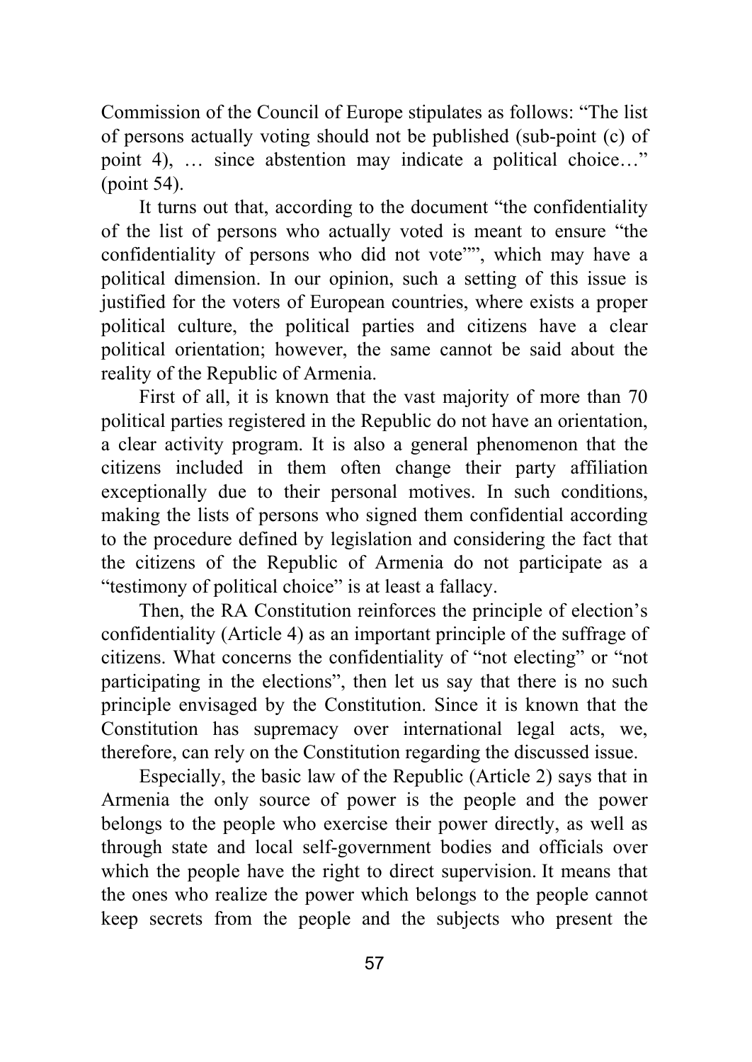Commission of the Council of Europe stipulates as follows: "The list of persons actually voting should not be published (sub-point (c) of point 4), … since abstention may indicate a political choice…" (point 54).

It turns out that, according to the document "the confidentiality of the list of persons who actually voted is meant to ensure "the confidentiality of persons who did not vote"", which may have a political dimension. In our opinion, such a setting of this issue is justified for the voters of European countries, where exists a proper political culture, the political parties and citizens have a clear political orientation; however, the same cannot be said about the reality of the Republic of Armenia.

First of all, it is known that the vast majority of more than 70 political parties registered in the Republic do not have an orientation, a clear activity program. It is also a general phenomenon that the citizens included in them often change their party affiliation exceptionally due to their personal motives. In such conditions, making the lists of persons who signed them confidential according to the procedure defined by legislation and considering the fact that the citizens of the Republic of Armenia do not participate as a "testimony of political choice" is at least a fallacy.

Then, the RA Constitution reinforces the principle of election's confidentiality (Article 4) as an important principle of the suffrage of citizens. What concerns the confidentiality of "not electing" or "not participating in the elections", then let us say that there is no such principle envisaged by the Constitution. Since it is known that the Constitution has supremacy over international legal acts, we, therefore, can rely on the Constitution regarding the discussed issue.

Especially, the basic law of the Republic (Article 2) says that in Armenia the only source of power is the people and the power belongs to the people who exercise their power directly, as well as through state and local self-government bodies and officials over which the people have the right to direct supervision. It means that the ones who realize the power which belongs to the people cannot keep secrets from the people and the subjects who present the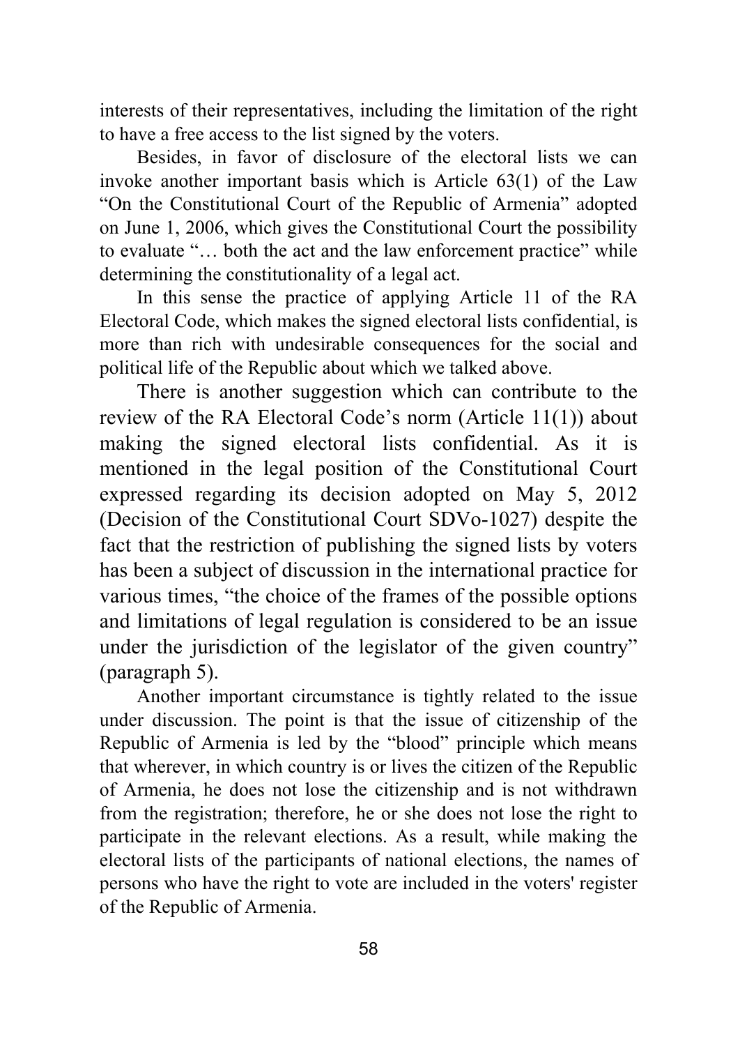interests of their representatives, including the limitation of the right to have a free access to the list signed by the voters.

Besides, in favor of disclosure of the electoral lists we can invoke another important basis which is Article 63(1) of the Law "On the Constitutional Court of the Republic of Armenia" adopted on June 1, 2006, which gives the Constitutional Court the possibility to evaluate "… both the act and the law enforcement practice" while determining the constitutionality of a legal act.

In this sense the practice of applying Article 11 of the RA Electoral Code, which makes the signed electoral lists confidential, is more than rich with undesirable consequences for the social and political life of the Republic about which we talked above.

There is another suggestion which can contribute to the review of the RA Electoral Code's norm (Article 11(1)) about making the signed electoral lists confidential. As it is mentioned in the legal position of the Constitutional Court expressed regarding its decision adopted on May 5, 2012 (Decision of the Constitutional Court SDVo-1027) despite the fact that the restriction of publishing the signed lists by voters has been a subject of discussion in the international practice for various times, "the choice of the frames of the possible options and limitations of legal regulation is considered to be an issue under the jurisdiction of the legislator of the given country" (paragraph 5).

Another important circumstance is tightly related to the issue under discussion. The point is that the issue of citizenship of the Republic of Armenia is led by the "blood" principle which means that wherever, in which country is or lives the citizen of the Republic of Armenia, he does not lose the citizenship and is not withdrawn from the registration; therefore, he or she does not lose the right to participate in the relevant elections. As a result, while making the electoral lists of the participants of national elections, the names of persons who have the right to vote are included in the voters' register of the Republic of Armenia.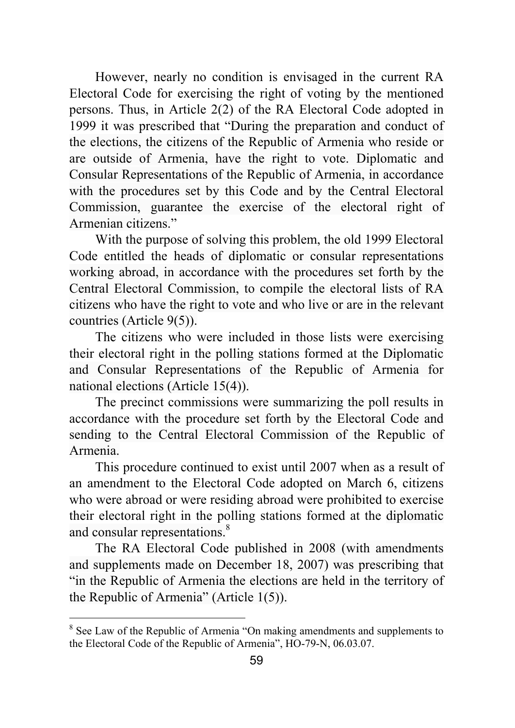However, nearly no condition is envisaged in the current RA Electoral Code for exercising the right of voting by the mentioned persons. Thus, in Article 2(2) of the RA Electoral Code adopted in 1999 it was prescribed that "During the preparation and conduct of the elections, the citizens of the Republic of Armenia who reside or are outside of Armenia, have the right to vote. Diplomatic and Consular Representations of the Republic of Armenia, in accordance with the procedures set by this Code and by the Central Electoral Commission, guarantee the exercise of the electoral right of Armenian citizens."

With the purpose of solving this problem, the old 1999 Electoral Code entitled the heads of diplomatic or consular representations working abroad, in accordance with the procedures set forth by the Central Electoral Commission, to compile the electoral lists of RA citizens who have the right to vote and who live or are in the relevant countries (Article 9(5)).

The citizens who were included in those lists were exercising their electoral right in the polling stations formed at the Diplomatic and Consular Representations of the Republic of Armenia for national elections (Article 15(4)).

The precinct commissions were summarizing the poll results in accordance with the procedure set forth by the Electoral Code and sending to the Central Electoral Commission of the Republic of Armenia.

This procedure continued to exist until 2007 when as a result of an amendment to the Electoral Code adopted on March 6, citizens who were abroad or were residing abroad were prohibited to exercise their electoral right in the polling stations formed at the diplomatic and consular representations.[8]

The RA Electoral Code published in 2008 (with amendments and supplements made on December 18, 2007) was prescribing that "in the Republic of Armenia the elections are held in the territory of the Republic of Armenia" (Article 1(5)).

---

[8] See Law of the Republic of Armenia "On making amendments and supplements to the Electoral Code of the Republic of Armenia", HO-79-N, 06.03.07.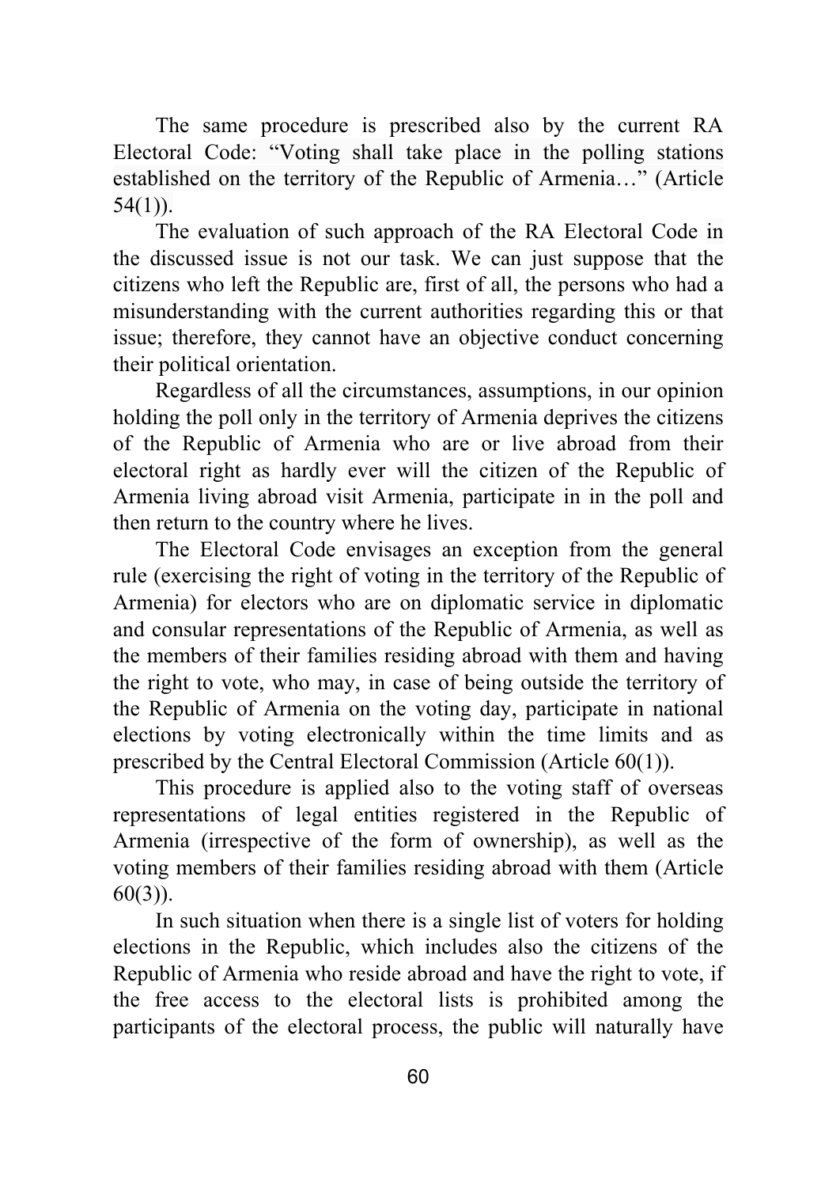The same procedure is prescribed also by the current RA Electoral Code: "Voting shall take place in the polling stations established on the territory of the Republic of Armenia…" (Article 54(1)).

The evaluation of such approach of the RA Electoral Code in the discussed issue is not our task. We can just suppose that the citizens who left the Republic are, first of all, the persons who had a misunderstanding with the current authorities regarding this or that issue; therefore, they cannot have an objective conduct concerning their political orientation.

Regardless of all the circumstances, assumptions, in our opinion holding the poll only in the territory of Armenia deprives the citizens of the Republic of Armenia who are or live abroad from their electoral right as hardly ever will the citizen of the Republic of Armenia living abroad visit Armenia, participate in in the poll and then return to the country where he lives.

The Electoral Code envisages an exception from the general rule (exercising the right of voting in the territory of the Republic of Armenia) for electors who are on diplomatic service in diplomatic and consular representations of the Republic of Armenia, as well as the members of their families residing abroad with them and having the right to vote, who may, in case of being outside the territory of the Republic of Armenia on the voting day, participate in national elections by voting electronically within the time limits and as prescribed by the Central Electoral Commission (Article 60(1)).

This procedure is applied also to the voting staff of overseas representations of legal entities registered in the Republic of Armenia (irrespective of the form of ownership), as well as the voting members of their families residing abroad with them (Article 60(3)).

In such situation when there is a single list of voters for holding elections in the Republic, which includes also the citizens of the Republic of Armenia who reside abroad and have the right to vote, if the free access to the electoral lists is prohibited among the participants of the electoral process, the public will naturally have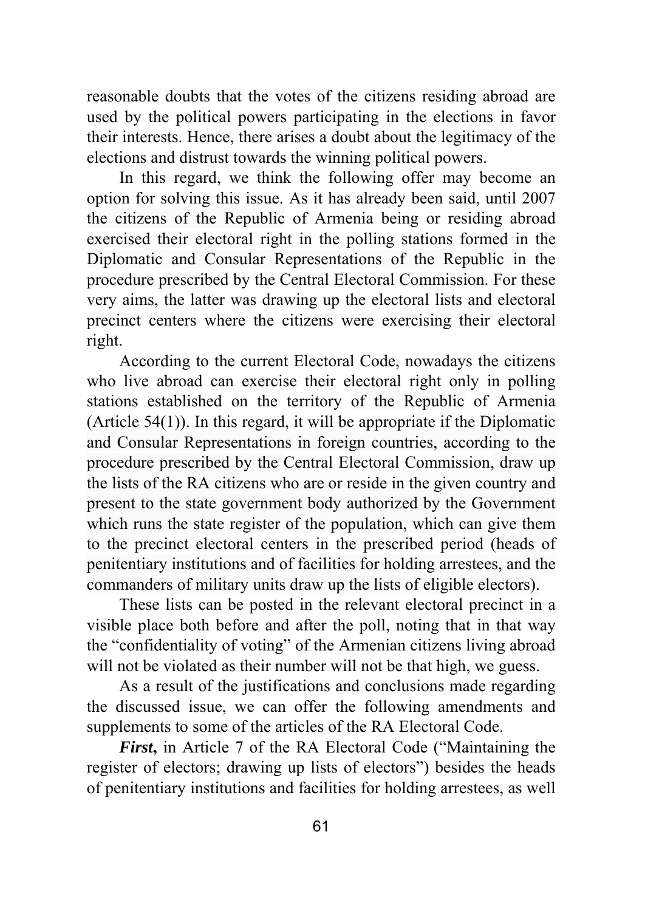reasonable doubts that the votes of the citizens residing abroad are used by the political powers participating in the elections in favor their interests. Hence, there arises a doubt about the legitimacy of the elections and distrust towards the winning political powers.

In this regard, we think the following offer may become an option for solving this issue. As it has already been said, until 2007 the citizens of the Republic of Armenia being or residing abroad exercised their electoral right in the polling stations formed in the Diplomatic and Consular Representations of the Republic in the procedure prescribed by the Central Electoral Commission. For these very aims, the latter was drawing up the electoral lists and electoral precinct centers where the citizens were exercising their electoral right.

According to the current Electoral Code, nowadays the citizens who live abroad can exercise their electoral right only in polling stations established on the territory of the Republic of Armenia (Article 54(1)). In this regard, it will be appropriate if the Diplomatic and Consular Representations in foreign countries, according to the procedure prescribed by the Central Electoral Commission, draw up the lists of the RA citizens who are or reside in the given country and present to the state government body authorized by the Government which runs the state register of the population, which can give them to the precinct electoral centers in the prescribed period (heads of penitentiary institutions and of facilities for holding arrestees, and the commanders of military units draw up the lists of eligible electors).

These lists can be posted in the relevant electoral precinct in a visible place both before and after the poll, noting that in that way the "confidentiality of voting" of the Armenian citizens living abroad will not be violated as their number will not be that high, we guess.

As a result of the justifications and conclusions made regarding the discussed issue, we can offer the following amendments and supplements to some of the articles of the RA Electoral Code.

***First***, in Article 7 of the RA Electoral Code ("Maintaining the register of electors; drawing up lists of electors") besides the heads of penitentiary institutions and facilities for holding arrestees, as well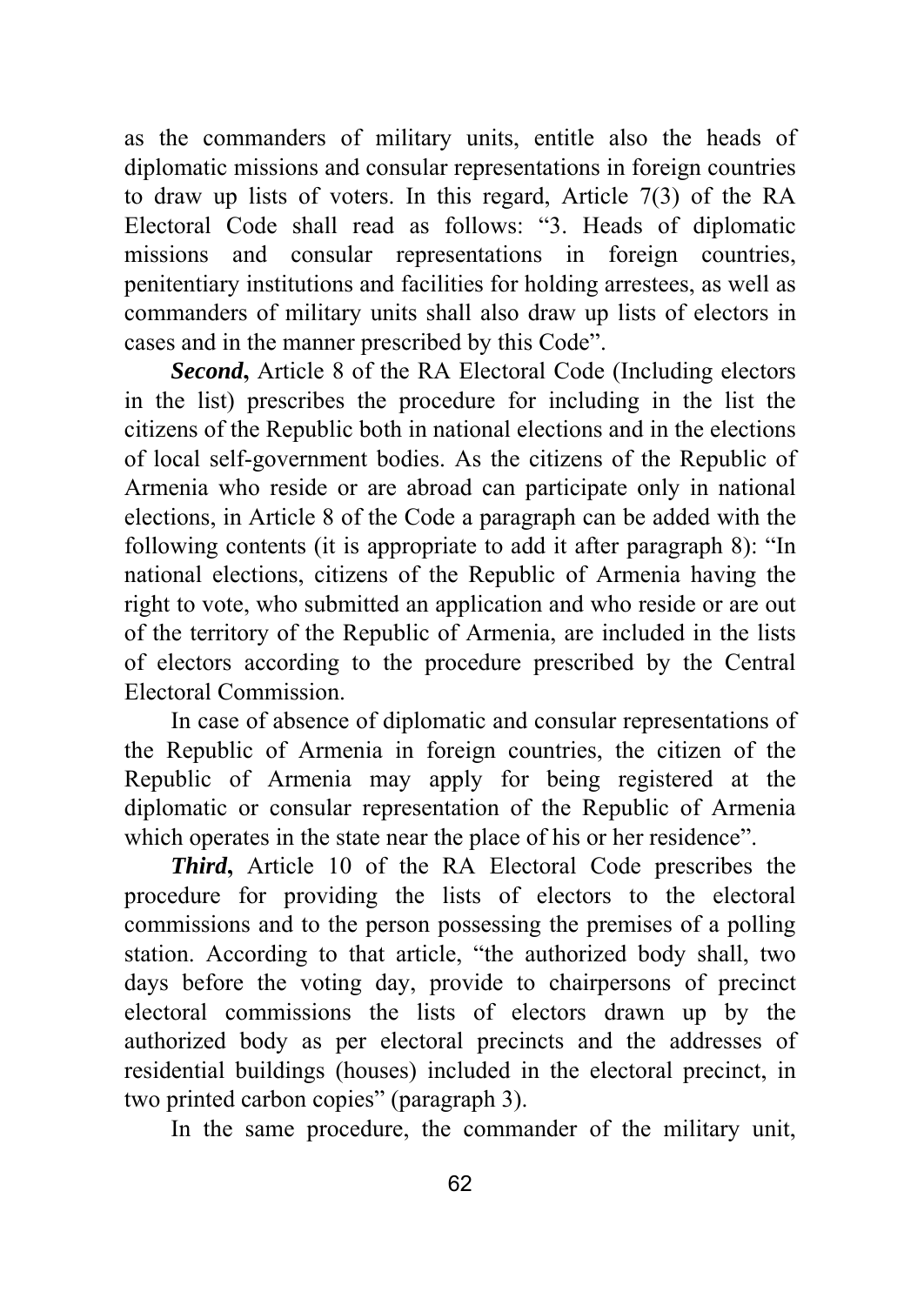as the commanders of military units, entitle also the heads of diplomatic missions and consular representations in foreign countries to draw up lists of voters. In this regard, Article 7(3) of the RA Electoral Code shall read as follows: "3. Heads of diplomatic missions and consular representations in foreign countries, penitentiary institutions and facilities for holding arrestees, as well as commanders of military units shall also draw up lists of electors in cases and in the manner prescribed by this Code".

***Second***, Article 8 of the RA Electoral Code (Including electors in the list) prescribes the procedure for including in the list the citizens of the Republic both in national elections and in the elections of local self-government bodies. As the citizens of the Republic of Armenia who reside or are abroad can participate only in national elections, in Article 8 of the Code a paragraph can be added with the following contents (it is appropriate to add it after paragraph 8): "In national elections, citizens of the Republic of Armenia having the right to vote, who submitted an application and who reside or are out of the territory of the Republic of Armenia, are included in the lists of electors according to the procedure prescribed by the Central Electoral Commission.

In case of absence of diplomatic and consular representations of the Republic of Armenia in foreign countries, the citizen of the Republic of Armenia may apply for being registered at the diplomatic or consular representation of the Republic of Armenia which operates in the state near the place of his or her residence".

***Third***, Article 10 of the RA Electoral Code prescribes the procedure for providing the lists of electors to the electoral commissions and to the person possessing the premises of a polling station. According to that article, "the authorized body shall, two days before the voting day, provide to chairpersons of precinct electoral commissions the lists of electors drawn up by the authorized body as per electoral precincts and the addresses of residential buildings (houses) included in the electoral precinct, in two printed carbon copies" (paragraph 3).

In the same procedure, the commander of the military unit,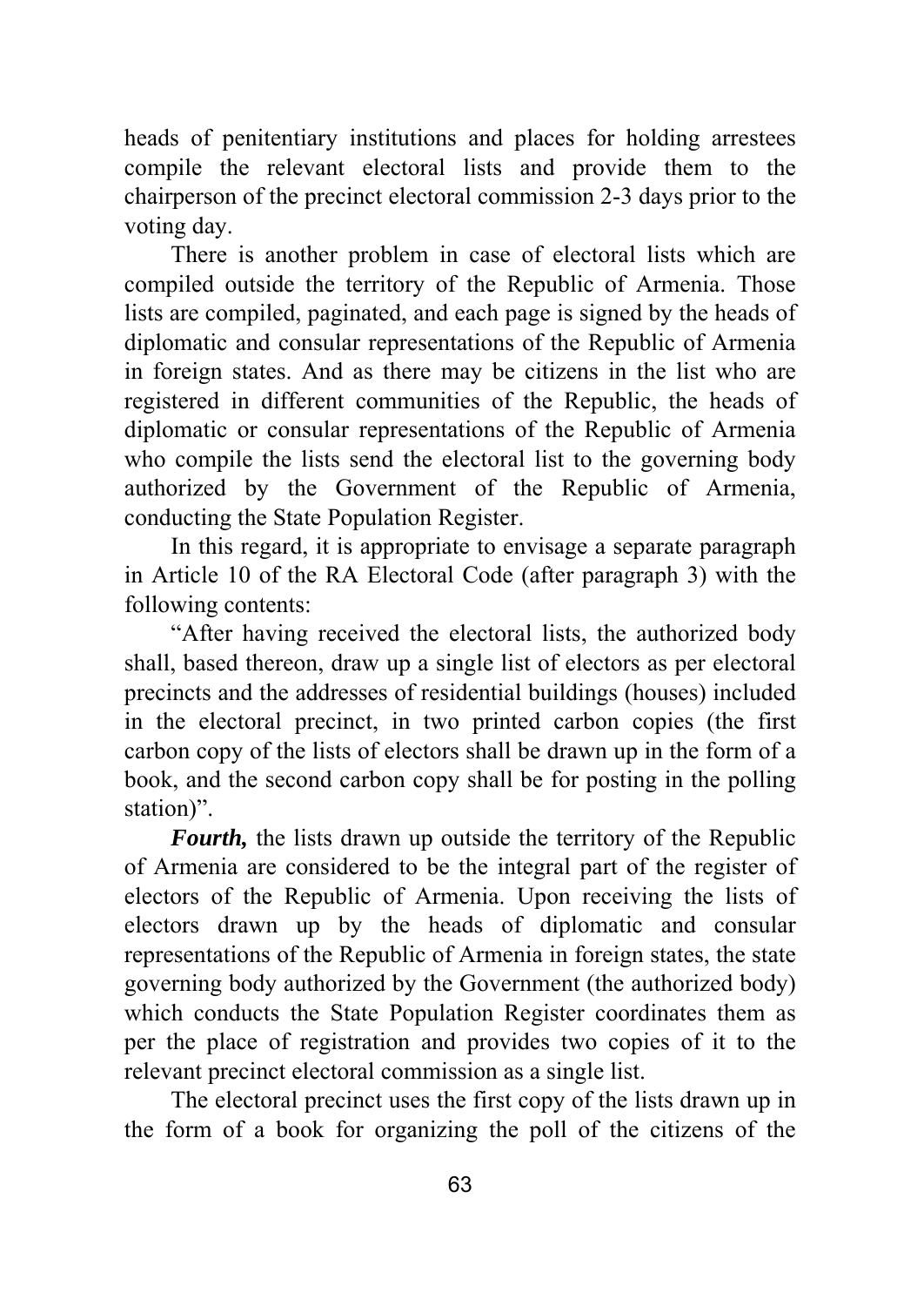heads of penitentiary institutions and places for holding arrestees compile the relevant electoral lists and provide them to the chairperson of the precinct electoral commission 2-3 days prior to the voting day.

There is another problem in case of electoral lists which are compiled outside the territory of the Republic of Armenia. Those lists are compiled, paginated, and each page is signed by the heads of diplomatic and consular representations of the Republic of Armenia in foreign states. And as there may be citizens in the list who are registered in different communities of the Republic, the heads of diplomatic or consular representations of the Republic of Armenia who compile the lists send the electoral list to the governing body authorized by the Government of the Republic of Armenia, conducting the State Population Register.

In this regard, it is appropriate to envisage a separate paragraph in Article 10 of the RA Electoral Code (after paragraph 3) with the following contents:

"After having received the electoral lists, the authorized body shall, based thereon, draw up a single list of electors as per electoral precincts and the addresses of residential buildings (houses) included in the electoral precinct, in two printed carbon copies (the first carbon copy of the lists of electors shall be drawn up in the form of a book, and the second carbon copy shall be for posting in the polling station)".

***Fourth,*** the lists drawn up outside the territory of the Republic of Armenia are considered to be the integral part of the register of electors of the Republic of Armenia. Upon receiving the lists of electors drawn up by the heads of diplomatic and consular representations of the Republic of Armenia in foreign states, the state governing body authorized by the Government (the authorized body) which conducts the State Population Register coordinates them as per the place of registration and provides two copies of it to the relevant precinct electoral commission as a single list.

The electoral precinct uses the first copy of the lists drawn up in the form of a book for organizing the poll of the citizens of the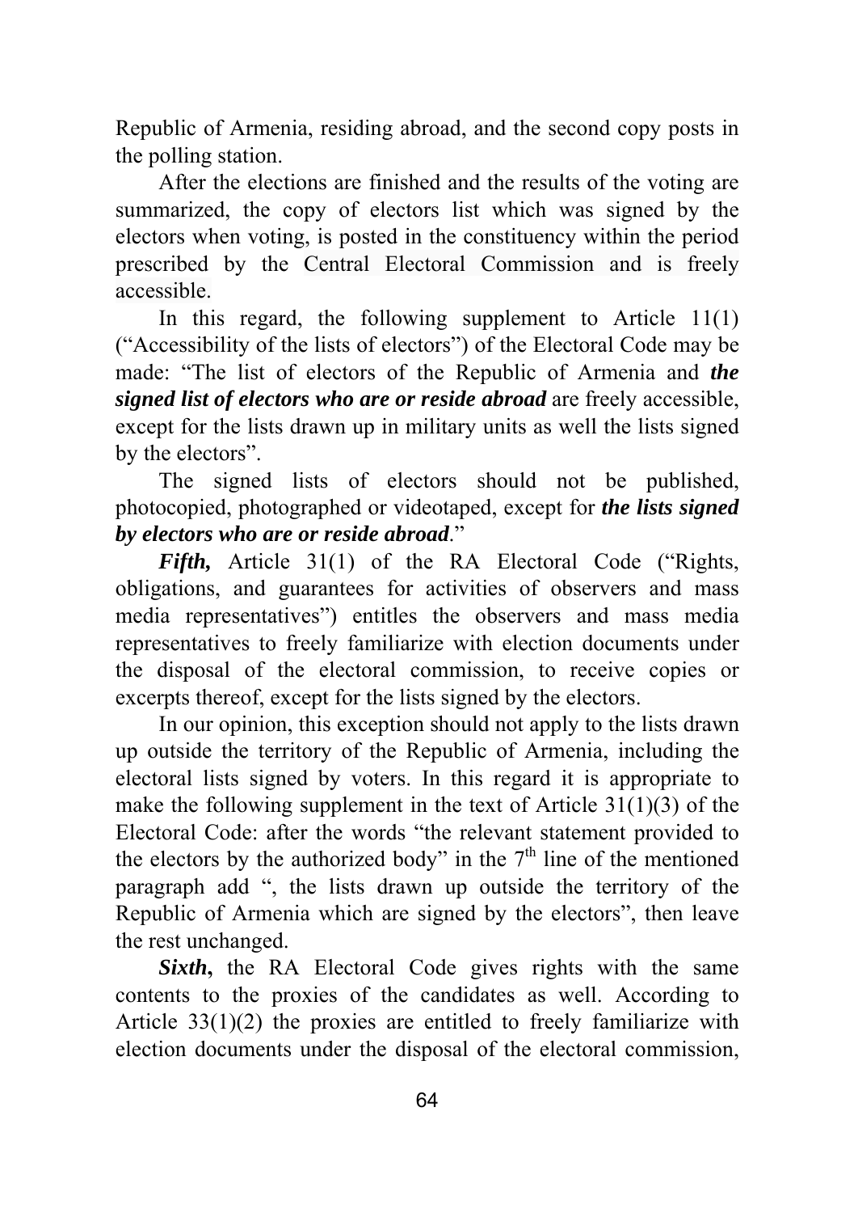Republic of Armenia, residing abroad, and the second copy posts in the polling station.

After the elections are finished and the results of the voting are summarized, the copy of electors list which was signed by the electors when voting, is posted in the constituency within the period prescribed by the Central Electoral Commission and is freely accessible.

In this regard, the following supplement to Article 11(1) ("Accessibility of the lists of electors") of the Electoral Code may be made: "The list of electors of the Republic of Armenia and ***the signed list of electors who are or reside abroad*** are freely accessible, except for the lists drawn up in military units as well the lists signed by the electors".

The signed lists of electors should not be published, photocopied, photographed or videotaped, except for ***the lists signed by electors who are or reside abroad***."

***Fifth,*** Article 31(1) of the RA Electoral Code ("Rights, obligations, and guarantees for activities of observers and mass media representatives") entitles the observers and mass media representatives to freely familiarize with election documents under the disposal of the electoral commission, to receive copies or excerpts thereof, except for the lists signed by the electors.

In our opinion, this exception should not apply to the lists drawn up outside the territory of the Republic of Armenia, including the electoral lists signed by voters. In this regard it is appropriate to make the following supplement in the text of Article 31(1)(3) of the Electoral Code: after the words "the relevant statement provided to the electors by the authorized body" in the 7th line of the mentioned paragraph add ", the lists drawn up outside the territory of the Republic of Armenia which are signed by the electors", then leave the rest unchanged.

***Sixth*****,** the RA Electoral Code gives rights with the same contents to the proxies of the candidates as well. According to Article 33(1)(2) the proxies are entitled to freely familiarize with election documents under the disposal of the electoral commission,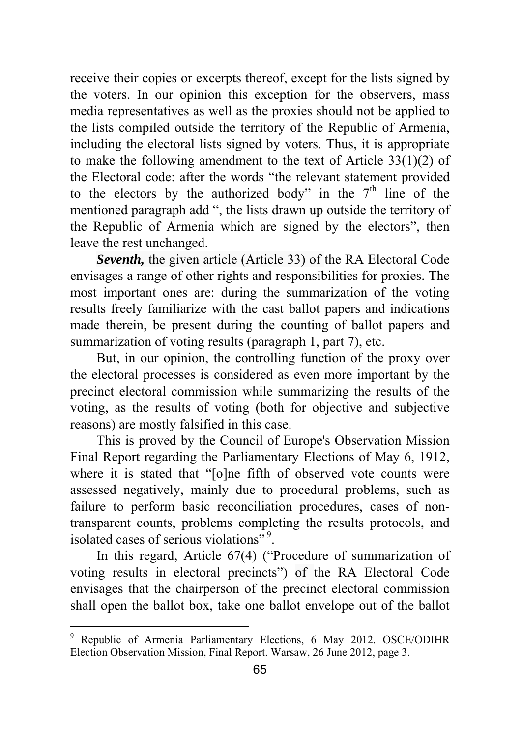receive their copies or excerpts thereof, except for the lists signed by the voters. In our opinion this exception for the observers, mass media representatives as well as the proxies should not be applied to the lists compiled outside the territory of the Republic of Armenia, including the electoral lists signed by voters. Thus, it is appropriate to make the following amendment to the text of Article 33(1)(2) of the Electoral code: after the words "the relevant statement provided to the electors by the authorized body" in the 7[th] line of the mentioned paragraph add ", the lists drawn up outside the territory of the Republic of Armenia which are signed by the electors", then leave the rest unchanged.

***Seventh,*** the given article (Article 33) of the RA Electoral Code envisages a range of other rights and responsibilities for proxies. The most important ones are: during the summarization of the voting results freely familiarize with the cast ballot papers and indications made therein, be present during the counting of ballot papers and summarization of voting results (paragraph 1, part 7), etc.

But, in our opinion, the controlling function of the proxy over the electoral processes is considered as even more important by the precinct electoral commission while summarizing the results of the voting, as the results of voting (both for objective and subjective reasons) are mostly falsified in this case.

This is proved by the Council of Europe's Observation Mission Final Report regarding the Parliamentary Elections of May 6, 1912, where it is stated that "[o]ne fifth of observed vote counts were assessed negatively, mainly due to procedural problems, such as failure to perform basic reconciliation procedures, cases of non-transparent counts, problems completing the results protocols, and isolated cases of serious violations"[9].

In this regard, Article 67(4) ("Procedure of summarization of voting results in electoral precincts") of the RA Electoral Code envisages that the chairperson of the precinct electoral commission shall open the ballot box, take one ballot envelope out of the ballot

---

[9] Republic of Armenia Parliamentary Elections, 6 May 2012. OSCE/ODIHR Election Observation Mission, Final Report. Warsaw, 26 June 2012, page 3.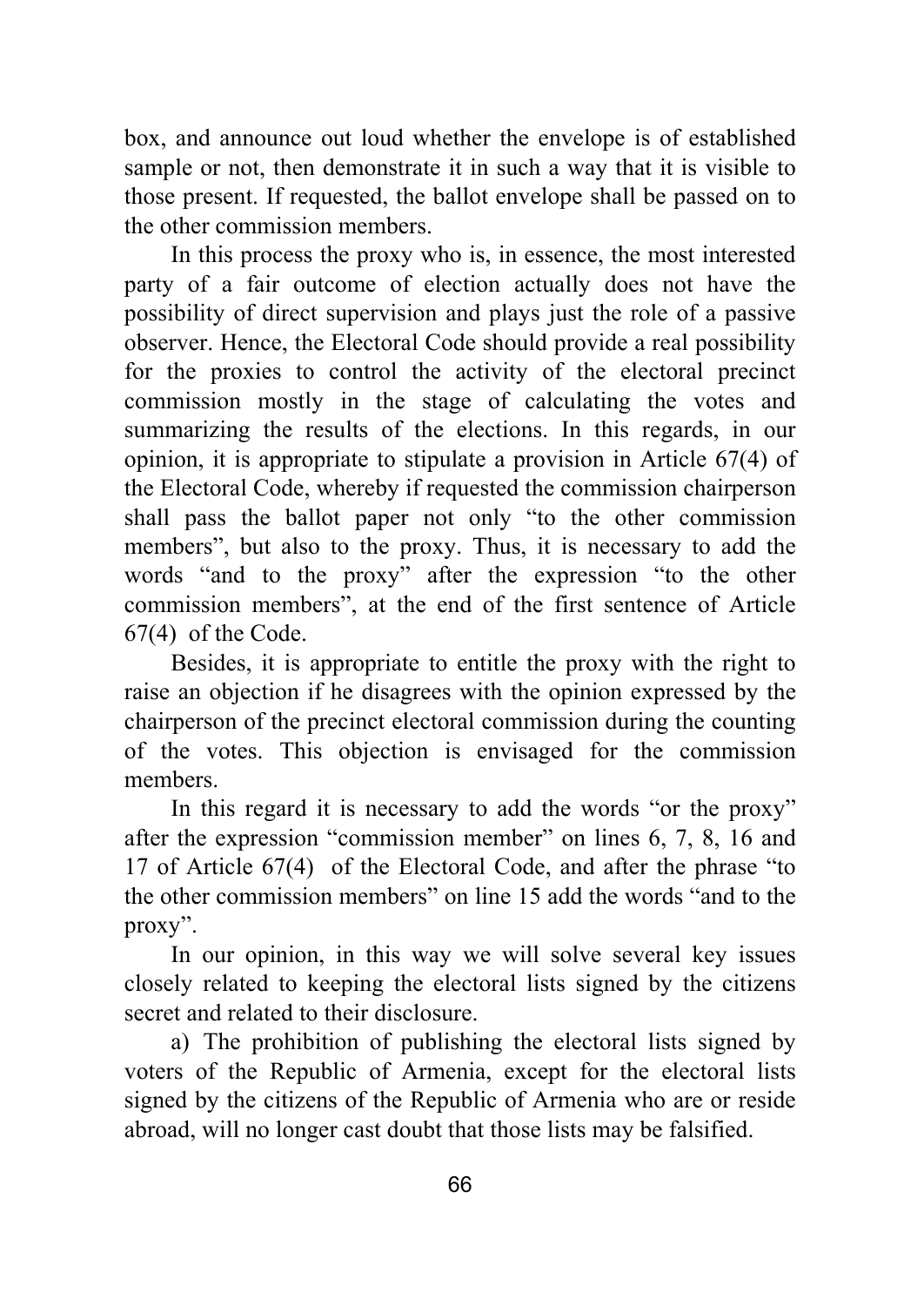box, and announce out loud whether the envelope is of established sample or not, then demonstrate it in such a way that it is visible to those present. If requested, the ballot envelope shall be passed on to the other commission members.

In this process the proxy who is, in essence, the most interested party of a fair outcome of election actually does not have the possibility of direct supervision and plays just the role of a passive observer. Hence, the Electoral Code should provide a real possibility for the proxies to control the activity of the electoral precinct commission mostly in the stage of calculating the votes and summarizing the results of the elections. In this regards, in our opinion, it is appropriate to stipulate a provision in Article 67(4) of the Electoral Code, whereby if requested the commission chairperson shall pass the ballot paper not only "to the other commission members", but also to the proxy. Thus, it is necessary to add the words "and to the proxy" after the expression "to the other commission members", at the end of the first sentence of Article 67(4) of the Code.

Besides, it is appropriate to entitle the proxy with the right to raise an objection if he disagrees with the opinion expressed by the chairperson of the precinct electoral commission during the counting of the votes. This objection is envisaged for the commission members.

In this regard it is necessary to add the words "or the proxy" after the expression "commission member" on lines 6, 7, 8, 16 and 17 of Article 67(4) of the Electoral Code, and after the phrase "to the other commission members" on line 15 add the words "and to the proxy".

In our opinion, in this way we will solve several key issues closely related to keeping the electoral lists signed by the citizens secret and related to their disclosure.

a) The prohibition of publishing the electoral lists signed by voters of the Republic of Armenia, except for the electoral lists signed by the citizens of the Republic of Armenia who are or reside abroad, will no longer cast doubt that those lists may be falsified.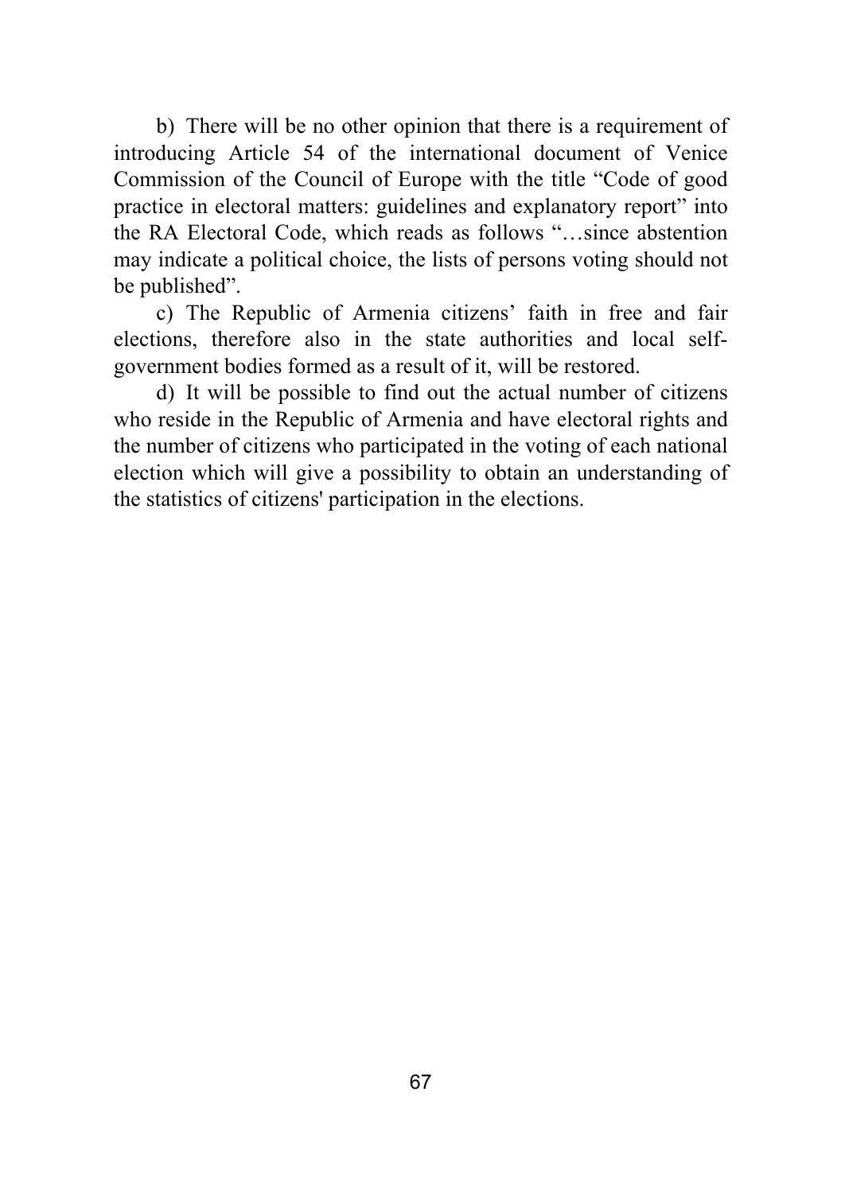b) There will be no other opinion that there is a requirement of introducing Article 54 of the international document of Venice Commission of the Council of Europe with the title "Code of good practice in electoral matters: guidelines and explanatory report" into the RA Electoral Code, which reads as follows "…since abstention may indicate a political choice, the lists of persons voting should not be published".

c) The Republic of Armenia citizens' faith in free and fair elections, therefore also in the state authorities and local self-government bodies formed as a result of it, will be restored.

d) It will be possible to find out the actual number of citizens who reside in the Republic of Armenia and have electoral rights and the number of citizens who participated in the voting of each national election which will give a possibility to obtain an understanding of the statistics of citizens' participation in the elections.